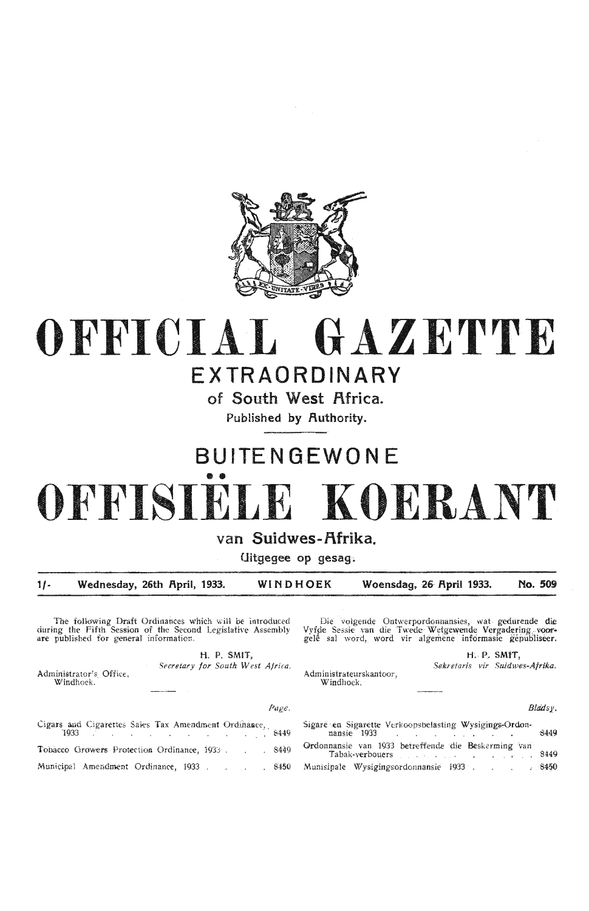# OFFICIAL GAZETTE

## EXTRAORDINARY

### of South West Africa.

Published by Authority.

# BUITENGEWONE

# OFFISIËLE KOERANT

### van Suidwes-Afrika.

Uitgegee op gesag.

1/- Wednesday, 26th April, 1933. WINDHOEK Woensdag, 26 April 1933. No. 509

The following Draft Ordinances which will be introduced during the Fifth Session of the Second Legislative Assembly are published for general information.

H. P. SMIT,
*Secretary for South West Africa.*

Administrator's Office,
Windhoek.

| | *Page.* |
|---|---|
| Cigars and Cigarettes Sales Tax Amendment Ordinance, 1933 | 8449 |
| Tobacco Growers Protection Ordinance, 1933 | 8449 |
| Municipal Amendment Ordinance, 1933 | 8450 |

Die volgende Ontwerpordonnansies, wat gedurende die Vyfde Sessie van die Twede Wetgewende Vergadering voorgelê sal word, word vir algemene informasie gepubliseer.

H. P. SMIT,
*Sekretaris vir Suidwes-Afrika.*

Administrateurskantoor,
Windhoek.

| | *Bladsy.* |
|---|---|
| Sigare en Sigarette Verkoopsbelasting Wysigings-Ordonnansie 1933 | 8449 |
| Ordonnansie van 1933 betreffende die Beskerming van Tabak-verbouers | 8449 |
| Munisipale Wysigingsordonnansie 1933 | 8450 |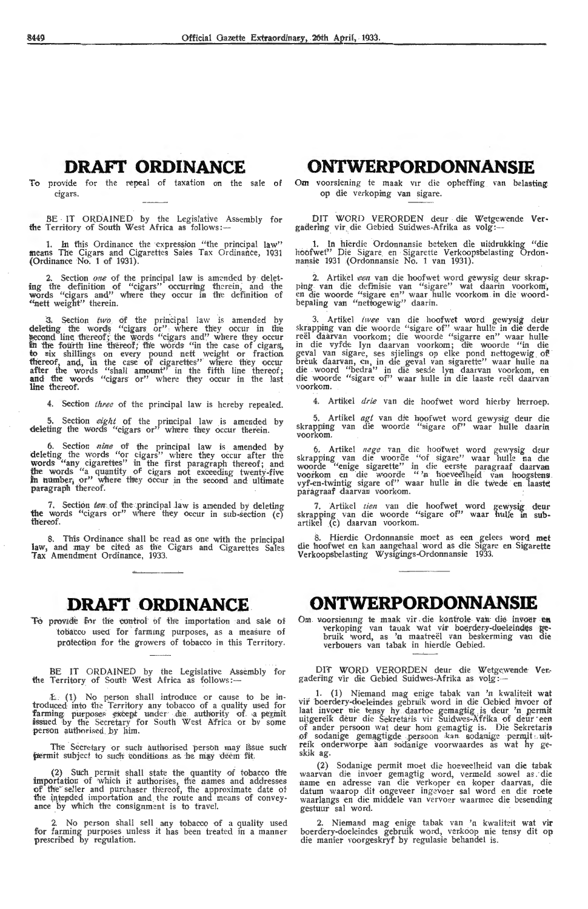# DRAFT ORDINANCE

To provide for the repeal of taxation on the sale of cigars.

BE IT ORDAINED by the Legislative Assembly for the Territory of South West Africa as follows:—

1. In this Ordinance the expression "the principal law" means The Cigars and Cigarettes Sales Tax Ordinance, 1931 (Ordinance No. 1 of 1931).

2. Section *one* of the principal law is amended by deleting the definition of "cigars" occurring therein, and the words "cigars and" where they occur in the definition of "nett weight" therein.

3. Section *two* of the principal law is amended by deleting the words "cigars or" where they occur in the second line thereof; the words "cigars and" where they occur in the fourth line thereof; the words "in the case of cigars, to six shillings on every pound nett weight or fraction thereof, and, in the case of cigarettes" where they occur after the words "shall amount" in the fifth line thereof; and the words "cigars or" where they occur in the last line thereof.

4. Section *three* of the principal law is hereby repealed.

5. Section *eight* of the principal law is amended by deleting the words "cigars or" where they occur therein.

6. Section *nine* of the principal law is amended by deleting the words "or cigars" where they occur after the words "any cigarettes" in the first paragraph thereof; and the words "a quantity of cigars not exceeding twenty-five in number, or" where they occur in the second and ultimate paragraph thereof.

7. Section *ten* of the principal law is amended by deleting the words "cigars or" where they occur in sub-section (c) thereof.

8. This Ordinance shall be read as one with the principal law, and may be cited as the Cigars and Cigarettes Sales Tax Amendment Ordinance, 1933.

# ONTWERPORDONNANSIE

Om voorsiening te maak vir die opheffing van belasting op die verkoping van sigare.

DIT WORD VERORDEN deur die Wetgewende Vergadering vir die Gebied Suidwes-Afrika as volg:—

1. In hierdie Ordonnansie beteken die uitdrukking "die hoofwet" Die Sigare en Sigarette Verkoopsbelasting Ordonnansie 1931 (Ordonnansie No. 1 van 1931).

2. Artikel *een* van die hoofwet word gewysig deur skrapping van die definisie van "sigare" wat daarin voorkom, en die woorde "sigare en" waar hulle voorkom in die woordbepaling van "nettogewig" daarin.

3. Artikel *twee* van die hoofwet word gewysig deur skrapping van die woorde "sigare of" waar hulle in die derde reël daarvan voorkom; die woorde "sigarre en" waar hulle in die vyfde lyn daarvan voorkom; die woorde "in die geval van sigare, ses sjielings op elke pond nettogewig of breuk daarvan, en, in die geval van sigarette" waar hulle na die woord "bedra" in die sesde lyn daarvan voorkom, en die woorde "sigare of" waar hulle in die laaste reël daarvan voorkom.

4. Artikel *drie* van die hoofwet word hierby herroep.

5. Artikel *agt* van die hoofwet word gewysig deur die skrapping van die woorde "sigare of" waar hulle daarin voorkom.

6. Artikel *nege* van die hoofwet word gewysig deur skrapping van die woorde "of sigare" waar hulle na die woorde "enige sigarette" in die eerste paragraaf daarvan voorkom en die woorde "'n hoeveelheid van hoogstens vyf-en-twintig sigare of" waar hulle in die twede en laaste paragraaf daarvan voorkom.

7. Artikel *tien* van die hoofwet word gewysig deur skrapping van die woorde "sigare of" waar hulle in subartikel (c) daarvan voorkom.

8. Hierdie Ordonnansie moet as een gelees word met die hoofwet en kan aangehaal word as die Sigare en Sigarette Verkoopsbelasting Wysigings-Ordonnansie 1933.

# DRAFT ORDINANCE

To provide for the control of the importation and sale of tobacco used for farming purposes, as a measure of protection for the growers of tobacco in this Territory.

BE IT ORDAINED by the Legislative Assembly for the Territory of South West Africa as follows:—

1. (1) No person shall introduce or cause to be introduced into the Territory any tobacco of a quality used for farming purposes except under the authority of a permit issued by the Secretary for South West Africa or by some person authorised by him.

The Secretary or such authorised person may issue such permit subject to such conditions as he may deem fit.

(2) Such permit shall state the quantity of tobacco the importation of which it authorises, the names and addresses of the seller and purchaser thereof, the approximate date of the intended importation and the route and means of conveyance by which the consignment is to travel.

2. No person shall sell any tobacco of a quality used for farming purposes unless it has been treated in a manner prescribed by regulation.

# ONTWERPORDONNANSIE

Om voorsiening te maak vir die kontrole van die invoer en verkoping van tabak wat vir boerdery-doeleindes gebruik word, as 'n maatreël van beskerming van die verbouers van tabak in hierdie Gebied.

DIT WORD VERORDEN deur die Wetgewende Vergadering vir die Gebied Suidwes-Afrika as volg:—

1. (1) Niemand mag enige tabak van 'n kwaliteit wat vir boerdery-doeleindes gebruik word in die Gebied invoer of laat invoer nie tensy hy daartoe gemagtig is deur 'n permit uitgereik deur die Sekretaris vir Suidwes-Afrika of deur een of ander persoon wat deur hom gemagtig is. Die Sekretaris of sodanige gemagtigde persoon kan sodanige permit uitreik onderworpe aan sodanige voorwaardes as wat hy geskik ag.

(2) Sodanige permit moet die hoeveelheid van die tabak waarvan die invoer gemagtig word, vermeld sowel as die name en adresse van die verkoper en koper daarvan, die datum waarop dit ongeveer ingevoer sal word en die roete waarlangs en die middele van vervoer waarmee die besending gestuur sal word.

2. Niemand mag enige tabak van 'n kwaliteit wat vir boerdery-doeleindes gebruik word, verkoop nie tensy dit op die manier voorgeskryf by regulasie behandel is.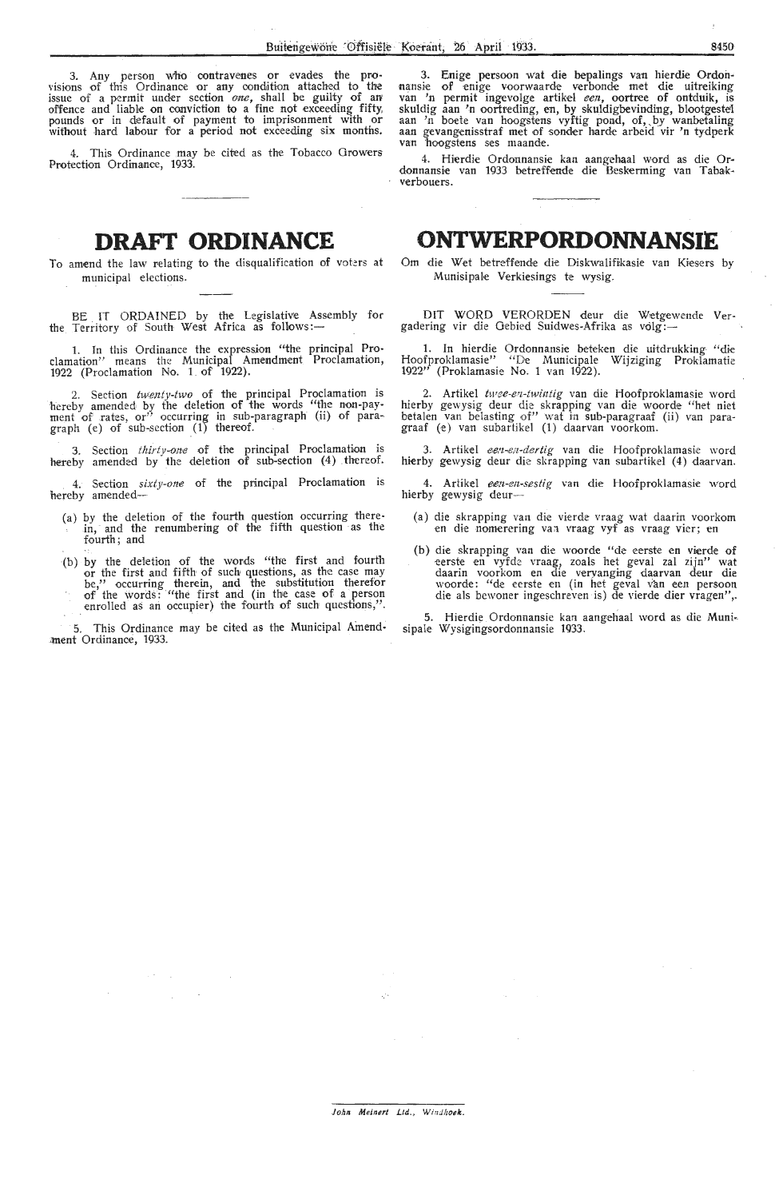3. Any person who contravenes or evades the provisions of this Ordinance or any condition attached to the issue of a permit under section *one*, shall be guilty of an offence and liable on conviction to a fine not exceeding fifty pounds or in default of payment to imprisonment with or without hard labour for a period not exceeding six months.

4. This Ordinance may be cited as the Tobacco Growers Protection Ordinance, 1933.

3. Enige persoon wat die bepalings van hierdie Ordonnansie of enige voorwaarde verbonde met die uitreiking van 'n permit ingevolge artikel *een*, oortree of ontduik, is skuldig aan 'n oortreding, en, by skuldigbevinding, blootgestel aan 'n boete van hoogstens vyftig pond, of, by wanbetaling aan gevangenisstraf met of sonder harde arbeid vir 'n tydperk van hoogstens ses maande.

4. Hierdie Ordonnansie kan aangehaal word as die Ordonnansie van 1933 betreffende die Beskerming van Tabakverbouers.

# DRAFT ORDINANCE

To amend the law relating to the disqualification of voters at municipal elections.

BE IT ORDAINED by the Legislative Assembly for the Territory of South West Africa as follows:—

1. In this Ordinance the expression "the principal Proclamation" means the Municipal Amendment Proclamation, 1922 (Proclamation No. 1 of 1922).

2. Section *twenty-two* of the principal Proclamation is hereby amended by the deletion of the words "the non-payment of rates, or" occurring in sub-paragraph (ii) of paragraph (e) of sub-section (1) thereof.

3. Section *thirty-one* of the principal Proclamation is hereby amended by the deletion of sub-section (4) thereof.

4. Section *sixty-one* of the principal Proclamation is hereby amended—

(a) by the deletion of the fourth question occurring therein, and the renumbering of the fifth question as the fourth; and

(b) by the deletion of the words "the first and fourth or the first and fifth of such questions, as the case may be," occurring therein, and the substitution therefor of the words: "the first and (in the case of a person enrolled as an occupier) the fourth of such questions,".

5. This Ordinance may be cited as the Municipal Amendment Ordinance, 1933.

# ONTWERPORDONNANSIE

Om die Wet betreffende die Diskwalifikasie van Kiesers by Munisipale Verkiesings te wysig.

DIT WORD VERORDEN deur die Wetgewende Vergadering vir die Gebied Suidwes-Afrika as volg:—

1. In hierdie Ordonnansie beteken die uitdrukking "die Hoofproklamasie" "De Municipale Wijziging Proklamatie 1922" (Proklamasie No. 1 van 1922).

2. Artikel *twee-en-twintig* van die Hoofproklamasie word hierby gewysig deur die skrapping van die woorde "het niet betalen van belasting of" wat in sub-paragraaf (ii) van paragraaf (e) van subartikel (1) daarvan voorkom.

3. Artikel *een-en-dertig* van die Hoofproklamasie word hierby gewysig deur die skrapping van subartikel (4) daarvan.

4. Artikel *een-en-sestig* van die Hoofproklamasie word hierby gewysig deur—

(a) die skrapping van die vierde vraag wat daarin voorkom en die nomerering van vraag vyf as vraag vier; en

(b) die skrapping van die woorde "de eerste en vierde of eerste en vyfde vraag, zoals het geval zal zijn" wat daarin voorkom en die vervanging daarvan deur die woorde: "de eerste en (in het geval van een persoon die als bewoner ingeschreven is) de vierde dier vragen",.

5. Hierdie Ordonnansie kan aangehaal word as die Munisipale Wysigingsordonnansie 1933.

*John Meinert Ltd., Windhoek.*